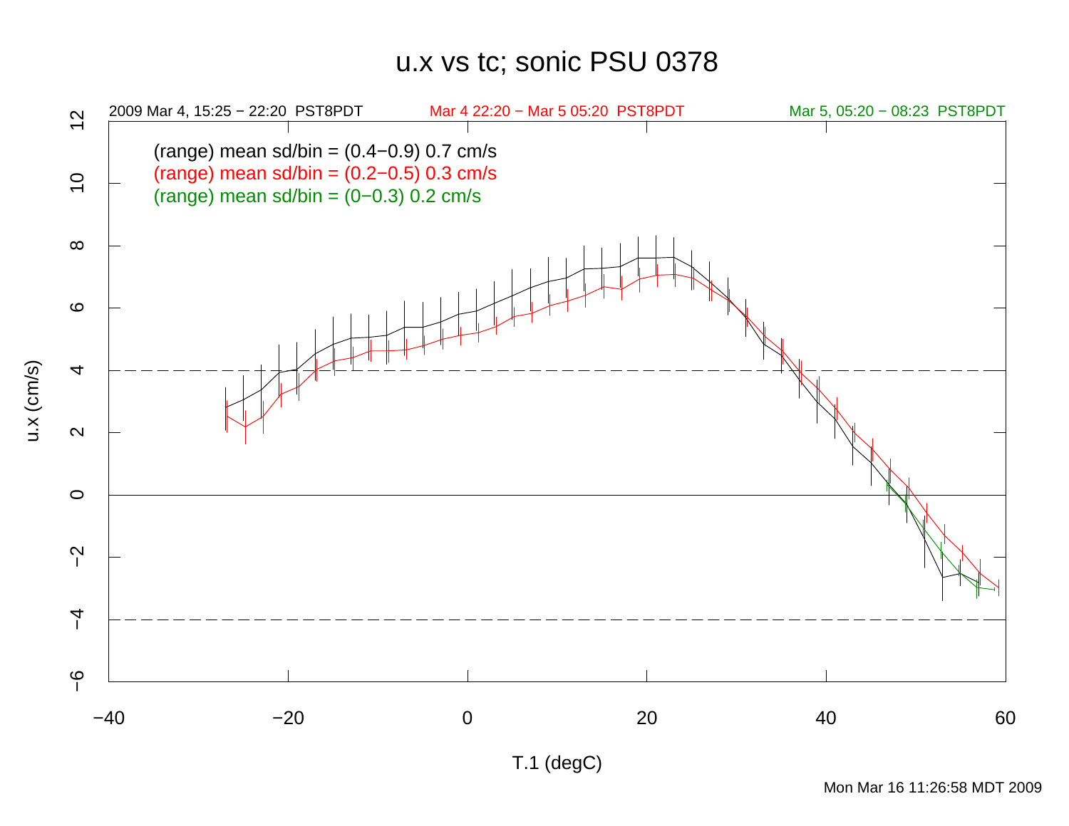# u.x vs tc; sonic PSU 0378

2009 Mar 4, 15:25 − 22:20 PST8PDT

Mar 4 22:20 − Mar 5 05:20 PST8PDT

Mar 5, 05:20 − 08:23 PST8PDT

(range) mean sd/bin = (0.4−0.9) 0.7 cm/s

(range) mean sd/bin = (0.2−0.5) 0.3 cm/s

(range) mean sd/bin = (0−0.3) 0.2 cm/s

u.x (cm/s)

T.1 (degC)

Mon Mar 16 11:26:58 MDT 2009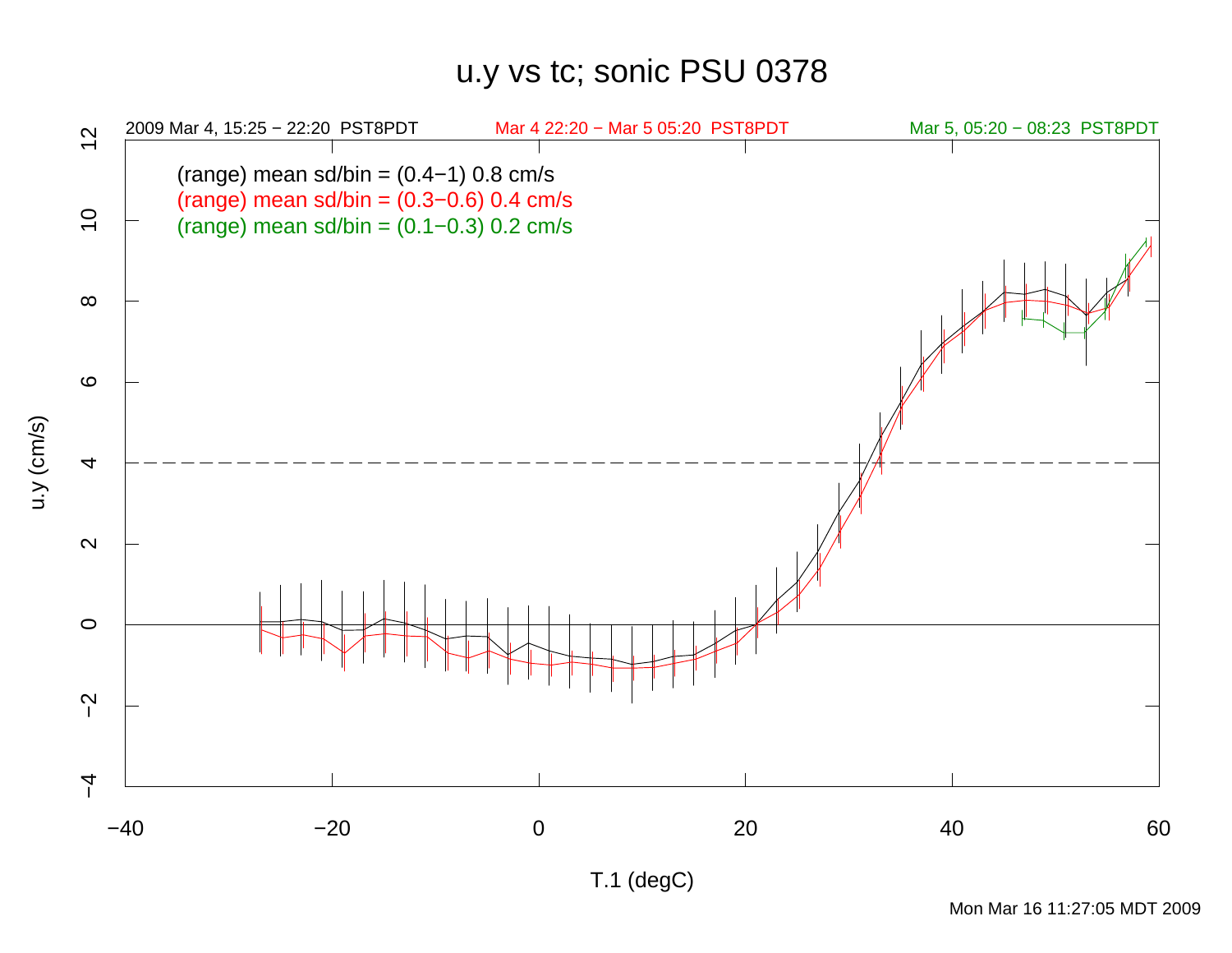# u.y vs tc; sonic PSU 0378

2009 Mar 4, 15:25 − 22:20 PST8PDT

Mar 4 22:20 − Mar 5 05:20 PST8PDT

Mar 5, 05:20 − 08:23 PST8PDT

(range) mean sd/bin = (0.4−1) 0.8 cm/s

(range) mean sd/bin = (0.3−0.6) 0.4 cm/s

(range) mean sd/bin = (0.1−0.3) 0.2 cm/s

u.y (cm/s)

T.1 (degC)

Mon Mar 16 11:27:05 MDT 2009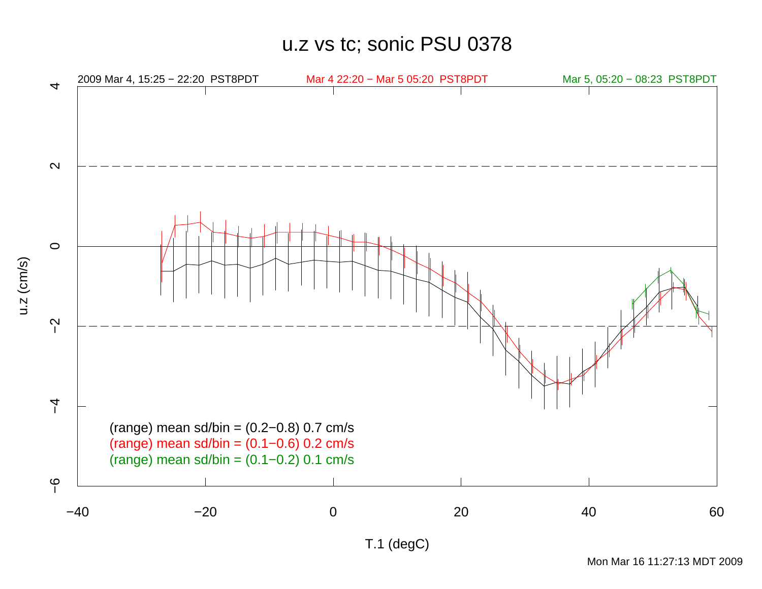# u.z vs tc; sonic PSU 0378

2009 Mar 4, 15:25 − 22:20 PST8PDT

Mar 4 22:20 − Mar 5 05:20 PST8PDT

Mar 5, 05:20 − 08:23 PST8PDT

u.z (cm/s)

4

2

0

−2

−4

−6

−40

−20

0

20

40

60

T.1 (degC)

(range) mean sd/bin = (0.2−0.8) 0.7 cm/s

(range) mean sd/bin = (0.1−0.6) 0.2 cm/s

(range) mean sd/bin = (0.1−0.2) 0.1 cm/s

Mon Mar 16 11:27:13 MDT 2009